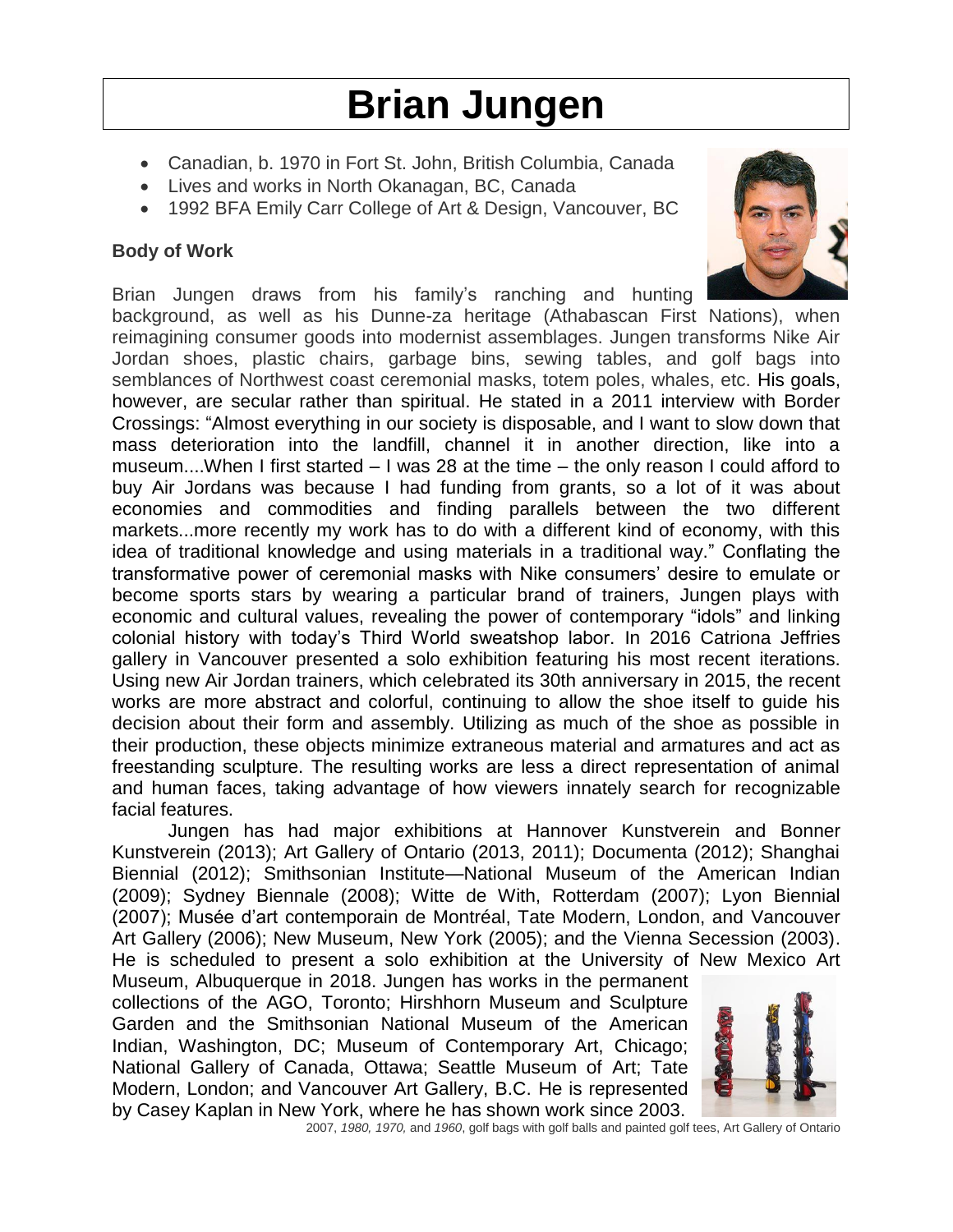# Brian Jungen

- Canadian, b. 1970 in Fort St. John, British Columbia, Canada
- Lives and works in North Okanagan, BC, Canada
- 1992 BFA Emily Carr College of Art & Design, Vancouver, BC

**Body of Work**

Brian Jungen draws from his family's ranching and hunting background, as well as his Dunne-za heritage (Athabascan First Nations), when reimagining consumer goods into modernist assemblages. Jungen transforms Nike Air Jordan shoes, plastic chairs, garbage bins, sewing tables, and golf bags into semblances of Northwest coast ceremonial masks, totem poles, whales, etc. His goals, however, are secular rather than spiritual. He stated in a 2011 interview with Border Crossings: "Almost everything in our society is disposable, and I want to slow down that mass deterioration into the landfill, channel it in another direction, like into a museum....When I first started – I was 28 at the time – the only reason I could afford to buy Air Jordans was because I had funding from grants, so a lot of it was about economies and commodities and finding parallels between the two different markets...more recently my work has to do with a different kind of economy, with this idea of traditional knowledge and using materials in a traditional way." Conflating the transformative power of ceremonial masks with Nike consumers' desire to emulate or become sports stars by wearing a particular brand of trainers, Jungen plays with economic and cultural values, revealing the power of contemporary "idols" and linking colonial history with today's Third World sweatshop labor. In 2016 Catriona Jeffries gallery in Vancouver presented a solo exhibition featuring his most recent iterations. Using new Air Jordan trainers, which celebrated its 30th anniversary in 2015, the recent works are more abstract and colorful, continuing to allow the shoe itself to guide his decision about their form and assembly. Utilizing as much of the shoe as possible in their production, these objects minimize extraneous material and armatures and act as freestanding sculpture. The resulting works are less a direct representation of animal and human faces, taking advantage of how viewers innately search for recognizable facial features.

Jungen has had major exhibitions at Hannover Kunstverein and Bonner Kunstverein (2013); Art Gallery of Ontario (2013, 2011); Documenta (2012); Shanghai Biennial (2012); Smithsonian Institute—National Museum of the American Indian (2009); Sydney Biennale (2008); Witte de With, Rotterdam (2007); Lyon Biennial (2007); Musée d'art contemporain de Montréal, Tate Modern, London, and Vancouver Art Gallery (2006); New Museum, New York (2005); and the Vienna Secession (2003). He is scheduled to present a solo exhibition at the University of New Mexico Art Museum, Albuquerque in 2018. Jungen has works in the permanent collections of the AGO, Toronto; Hirshhorn Museum and Sculpture Garden and the Smithsonian National Museum of the American Indian, Washington, DC; Museum of Contemporary Art, Chicago; National Gallery of Canada, Ottawa; Seattle Museum of Art; Tate Modern, London; and Vancouver Art Gallery, B.C. He is represented by Casey Kaplan in New York, where he has shown work since 2003.

2007, *1980, 1970,* and *1960*, golf bags with golf balls and painted golf tees, Art Gallery of Ontario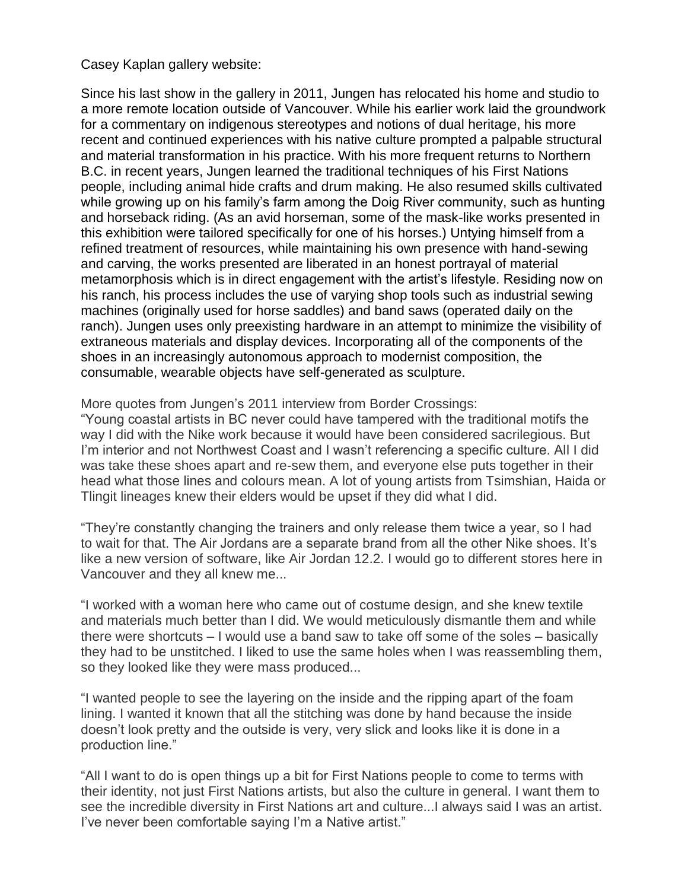Casey Kaplan gallery website:

Since his last show in the gallery in 2011, Jungen has relocated his home and studio to a more remote location outside of Vancouver. While his earlier work laid the groundwork for a commentary on indigenous stereotypes and notions of dual heritage, his more recent and continued experiences with his native culture prompted a palpable structural and material transformation in his practice. With his more frequent returns to Northern B.C. in recent years, Jungen learned the traditional techniques of his First Nations people, including animal hide crafts and drum making. He also resumed skills cultivated while growing up on his family's farm among the Doig River community, such as hunting and horseback riding. (As an avid horseman, some of the mask-like works presented in this exhibition were tailored specifically for one of his horses.) Untying himself from a refined treatment of resources, while maintaining his own presence with hand-sewing and carving, the works presented are liberated in an honest portrayal of material metamorphosis which is in direct engagement with the artist's lifestyle. Residing now on his ranch, his process includes the use of varying shop tools such as industrial sewing machines (originally used for horse saddles) and band saws (operated daily on the ranch). Jungen uses only preexisting hardware in an attempt to minimize the visibility of extraneous materials and display devices. Incorporating all of the components of the shoes in an increasingly autonomous approach to modernist composition, the consumable, wearable objects have self-generated as sculpture.

More quotes from Jungen's 2011 interview from Border Crossings:

"Young coastal artists in BC never could have tampered with the traditional motifs the way I did with the Nike work because it would have been considered sacrilegious. But I'm interior and not Northwest Coast and I wasn't referencing a specific culture. All I did was take these shoes apart and re-sew them, and everyone else puts together in their head what those lines and colours mean. A lot of young artists from Tsimshian, Haida or Tlingit lineages knew their elders would be upset if they did what I did.

"They're constantly changing the trainers and only release them twice a year, so I had to wait for that. The Air Jordans are a separate brand from all the other Nike shoes. It's like a new version of software, like Air Jordan 12.2. I would go to different stores here in Vancouver and they all knew me...

"I worked with a woman here who came out of costume design, and she knew textile and materials much better than I did. We would meticulously dismantle them and while there were shortcuts – I would use a band saw to take off some of the soles – basically they had to be unstitched. I liked to use the same holes when I was reassembling them, so they looked like they were mass produced...

"I wanted people to see the layering on the inside and the ripping apart of the foam lining. I wanted it known that all the stitching was done by hand because the inside doesn't look pretty and the outside is very, very slick and looks like it is done in a production line."

"All I want to do is open things up a bit for First Nations people to come to terms with their identity, not just First Nations artists, but also the culture in general. I want them to see the incredible diversity in First Nations art and culture...I always said I was an artist. I've never been comfortable saying I'm a Native artist."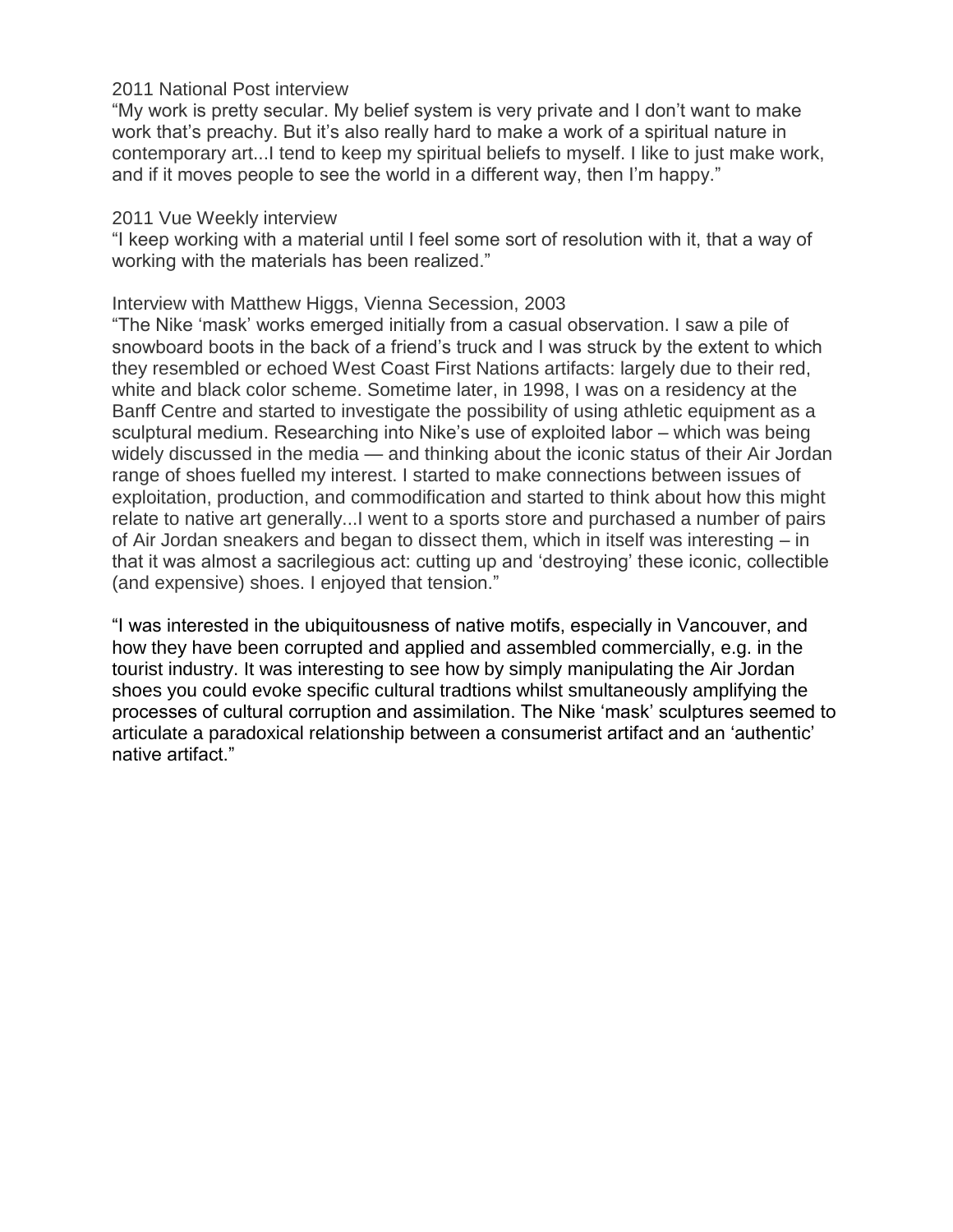2011 National Post interview

"My work is pretty secular. My belief system is very private and I don't want to make work that's preachy. But it's also really hard to make a work of a spiritual nature in contemporary art...I tend to keep my spiritual beliefs to myself. I like to just make work, and if it moves people to see the world in a different way, then I'm happy."

2011 Vue Weekly interview

"I keep working with a material until I feel some sort of resolution with it, that a way of working with the materials has been realized."

Interview with Matthew Higgs, Vienna Secession, 2003

"The Nike 'mask' works emerged initially from a casual observation. I saw a pile of snowboard boots in the back of a friend's truck and I was struck by the extent to which they resembled or echoed West Coast First Nations artifacts: largely due to their red, white and black color scheme. Sometime later, in 1998, I was on a residency at the Banff Centre and started to investigate the possibility of using athletic equipment as a sculptural medium. Researching into Nike's use of exploited labor – which was being widely discussed in the media — and thinking about the iconic status of their Air Jordan range of shoes fuelled my interest. I started to make connections between issues of exploitation, production, and commodification and started to think about how this might relate to native art generally...I went to a sports store and purchased a number of pairs of Air Jordan sneakers and began to dissect them, which in itself was interesting – in that it was almost a sacrilegious act: cutting up and 'destroying' these iconic, collectible (and expensive) shoes. I enjoyed that tension."

"I was interested in the ubiquitousness of native motifs, especially in Vancouver, and how they have been corrupted and applied and assembled commercially, e.g. in the tourist industry. It was interesting to see how by simply manipulating the Air Jordan shoes you could evoke specific cultural tradtions whilst smultaneously amplifying the processes of cultural corruption and assimilation. The Nike 'mask' sculptures seemed to articulate a paradoxical relationship between a consumerist artifact and an 'authentic' native artifact."